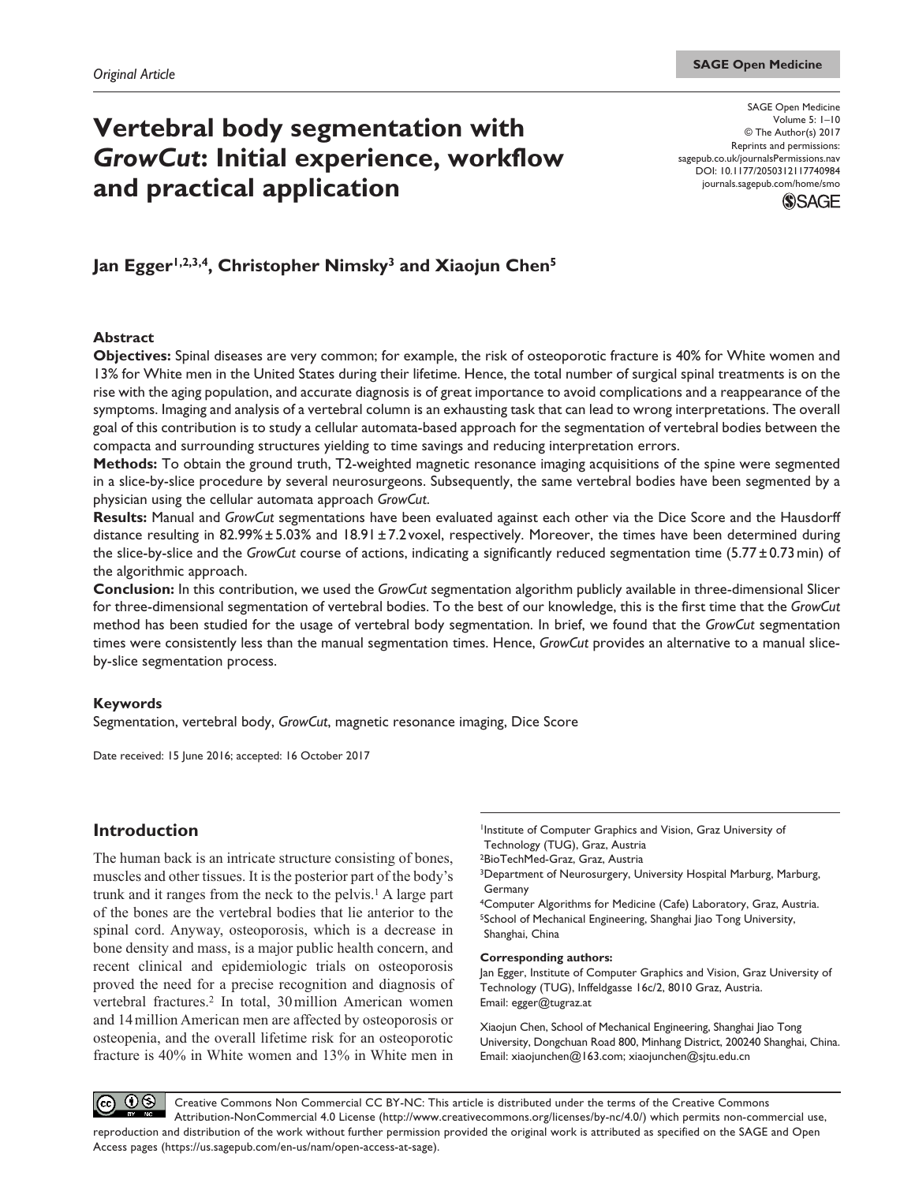*Original Article*

# Vertebral body segmentation with *GrowCut*: Initial experience, workflow and practical application

SAGE Open Medicine
Volume 5: 1–10
© The Author(s) 2017
Reprints and permissions: sagepub.co.uk/journalsPermissions.nav
DOI: 10.1177/2050312117740984
journals.sagepub.com/home/smo

**Jan Egger[1,2,3,4], Christopher Nimsky[3] and Xiaojun Chen[5]**

## Abstract

**Objectives:** Spinal diseases are very common; for example, the risk of osteoporotic fracture is 40% for White women and 13% for White men in the United States during their lifetime. Hence, the total number of surgical spinal treatments is on the rise with the aging population, and accurate diagnosis is of great importance to avoid complications and a reappearance of the symptoms. Imaging and analysis of a vertebral column is an exhausting task that can lead to wrong interpretations. The overall goal of this contribution is to study a cellular automata-based approach for the segmentation of vertebral bodies between the compacta and surrounding structures yielding to time savings and reducing interpretation errors.

**Methods:** To obtain the ground truth, T2-weighted magnetic resonance imaging acquisitions of the spine were segmented in a slice-by-slice procedure by several neurosurgeons. Subsequently, the same vertebral bodies have been segmented by a physician using the cellular automata approach *GrowCut*.

**Results:** Manual and *GrowCut* segmentations have been evaluated against each other via the Dice Score and the Hausdorff distance resulting in 82.99% ± 5.03% and 18.91 ± 7.2 voxel, respectively. Moreover, the times have been determined during the slice-by-slice and the *GrowCut* course of actions, indicating a significantly reduced segmentation time (5.77 ± 0.73 min) of the algorithmic approach.

**Conclusion:** In this contribution, we used the *GrowCut* segmentation algorithm publicly available in three-dimensional Slicer for three-dimensional segmentation of vertebral bodies. To the best of our knowledge, this is the first time that the *GrowCut* method has been studied for the usage of vertebral body segmentation. In brief, we found that the *GrowCut* segmentation times were consistently less than the manual segmentation times. Hence, *GrowCut* provides an alternative to a manual slice-by-slice segmentation process.

## Keywords

Segmentation, vertebral body, *GrowCut*, magnetic resonance imaging, Dice Score

Date received: 15 June 2016; accepted: 16 October 2017

## Introduction

The human back is an intricate structure consisting of bones, muscles and other tissues. It is the posterior part of the body's trunk and it ranges from the neck to the pelvis.[1] A large part of the bones are the vertebral bodies that lie anterior to the spinal cord. Anyway, osteoporosis, which is a decrease in bone density and mass, is a major public health concern, and recent clinical and epidemiologic trials on osteoporosis proved the need for a precise recognition and diagnosis of vertebral fractures.[2] In total, 30 million American women and 14 million American men are affected by osteoporosis or osteopenia, and the overall lifetime risk for an osteoporotic fracture is 40% in White women and 13% in White men in

[1]Institute of Computer Graphics and Vision, Graz University of Technology (TUG), Graz, Austria
[2]BioTechMed-Graz, Graz, Austria
[3]Department of Neurosurgery, University Hospital Marburg, Marburg, Germany
[4]Computer Algorithms for Medicine (Cafe) Laboratory, Graz, Austria.
[5]School of Mechanical Engineering, Shanghai Jiao Tong University, Shanghai, China

**Corresponding authors:**
Jan Egger, Institute of Computer Graphics and Vision, Graz University of Technology (TUG), Inffeldgasse 16c/2, 8010 Graz, Austria.
Email: egger@tugraz.at

Xiaojun Chen, School of Mechanical Engineering, Shanghai Jiao Tong University, Dongchuan Road 800, Minhang District, 200240 Shanghai, China.
Email: xiaojunchen@163.com; xiaojunchen@sjtu.edu.cn

Creative Commons Non Commercial CC BY-NC: This article is distributed under the terms of the Creative Commons Attribution-NonCommercial 4.0 License (http://www.creativecommons.org/licenses/by-nc/4.0/) which permits non-commercial use, reproduction and distribution of the work without further permission provided the original work is attributed as specified on the SAGE and Open Access pages (https://us.sagepub.com/en-us/nam/open-access-at-sage).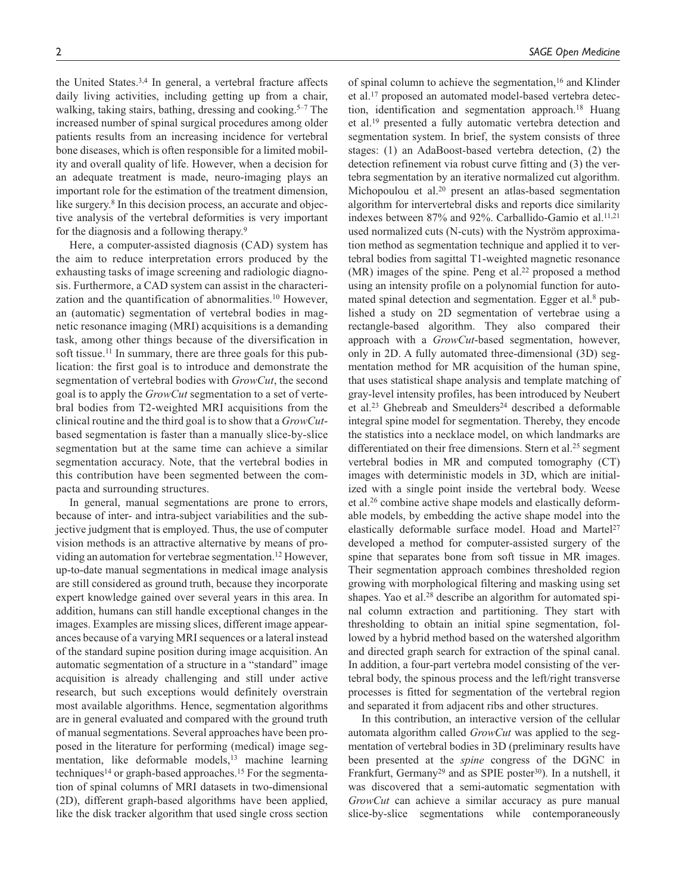the United States.[3,4] In general, a vertebral fracture affects daily living activities, including getting up from a chair, walking, taking stairs, bathing, dressing and cooking.[5–7] The increased number of spinal surgical procedures among older patients results from an increasing incidence for vertebral bone diseases, which is often responsible for a limited mobility and overall quality of life. However, when a decision for an adequate treatment is made, neuro-imaging plays an important role for the estimation of the treatment dimension, like surgery.[8] In this decision process, an accurate and objective analysis of the vertebral deformities is very important for the diagnosis and a following therapy.[9]

Here, a computer-assisted diagnosis (CAD) system has the aim to reduce interpretation errors produced by the exhausting tasks of image screening and radiologic diagnosis. Furthermore, a CAD system can assist in the characterization and the quantification of abnormalities.[10] However, an (automatic) segmentation of vertebral bodies in magnetic resonance imaging (MRI) acquisitions is a demanding task, among other things because of the diversification in soft tissue.[11] In summary, there are three goals for this publication: the first goal is to introduce and demonstrate the segmentation of vertebral bodies with *GrowCut*, the second goal is to apply the *GrowCut* segmentation to a set of vertebral bodies from T2-weighted MRI acquisitions from the clinical routine and the third goal is to show that a *GrowCut*-based segmentation is faster than a manually slice-by-slice segmentation but at the same time can achieve a similar segmentation accuracy. Note, that the vertebral bodies in this contribution have been segmented between the compacta and surrounding structures.

In general, manual segmentations are prone to errors, because of inter- and intra-subject variabilities and the subjective judgment that is employed. Thus, the use of computer vision methods is an attractive alternative by means of providing an automation for vertebrae segmentation.[12] However, up-to-date manual segmentations in medical image analysis are still considered as ground truth, because they incorporate expert knowledge gained over several years in this area. In addition, humans can still handle exceptional changes in the images. Examples are missing slices, different image appearances because of a varying MRI sequences or a lateral instead of the standard supine position during image acquisition. An automatic segmentation of a structure in a "standard" image acquisition is already challenging and still under active research, but such exceptions would definitely overstrain most available algorithms. Hence, segmentation algorithms are in general evaluated and compared with the ground truth of manual segmentations. Several approaches have been proposed in the literature for performing (medical) image segmentation, like deformable models,[13] machine learning techniques[14] or graph-based approaches.[15] For the segmentation of spinal columns of MRI datasets in two-dimensional (2D), different graph-based algorithms have been applied, like the disk tracker algorithm that used single cross section of spinal column to achieve the segmentation,[16] and Klinder et al.[17] proposed an automated model-based vertebra detection, identification and segmentation approach.[18] Huang et al.[19] presented a fully automatic vertebra detection and segmentation system. In brief, the system consists of three stages: (1) an AdaBoost-based vertebra detection, (2) the detection refinement via robust curve fitting and (3) the vertebra segmentation by an iterative normalized cut algorithm. Michopoulou et al.[20] present an atlas-based segmentation algorithm for intervertebral disks and reports dice similarity indexes between 87% and 92%. Carballido-Gamio et al.[11,21] used normalized cuts (N-cuts) with the Nyström approximation method as segmentation technique and applied it to vertebral bodies from sagittal T1-weighted magnetic resonance (MR) images of the spine. Peng et al.[22] proposed a method using an intensity profile on a polynomial function for automated spinal detection and segmentation. Egger et al.[8] published a study on 2D segmentation of vertebrae using a rectangle-based algorithm. They also compared their approach with a *GrowCut*-based segmentation, however, only in 2D. A fully automated three-dimensional (3D) segmentation method for MR acquisition of the human spine, that uses statistical shape analysis and template matching of gray-level intensity profiles, has been introduced by Neubert et al.[23] Ghebreab and Smeulders[24] described a deformable integral spine model for segmentation. Thereby, they encode the statistics into a necklace model, on which landmarks are differentiated on their free dimensions. Stern et al.[25] segment vertebral bodies in MR and computed tomography (CT) images with deterministic models in 3D, which are initialized with a single point inside the vertebral body. Weese et al.[26] combine active shape models and elastically deformable models, by embedding the active shape model into the elastically deformable surface model. Hoad and Martel[27] developed a method for computer-assisted surgery of the spine that separates bone from soft tissue in MR images. Their segmentation approach combines thresholded region growing with morphological filtering and masking using set shapes. Yao et al.[28] describe an algorithm for automated spinal column extraction and partitioning. They start with thresholding to obtain an initial spine segmentation, followed by a hybrid method based on the watershed algorithm and directed graph search for extraction of the spinal canal. In addition, a four-part vertebra model consisting of the vertebral body, the spinous process and the left/right transverse processes is fitted for segmentation of the vertebral region and separated it from adjacent ribs and other structures.

In this contribution, an interactive version of the cellular automata algorithm called *GrowCut* was applied to the segmentation of vertebral bodies in 3D (preliminary results have been presented at the *spine* congress of the DGNC in Frankfurt, Germany[29] and as SPIE poster[30]). In a nutshell, it was discovered that a semi-automatic segmentation with *GrowCut* can achieve a similar accuracy as pure manual slice-by-slice segmentations while contemporaneously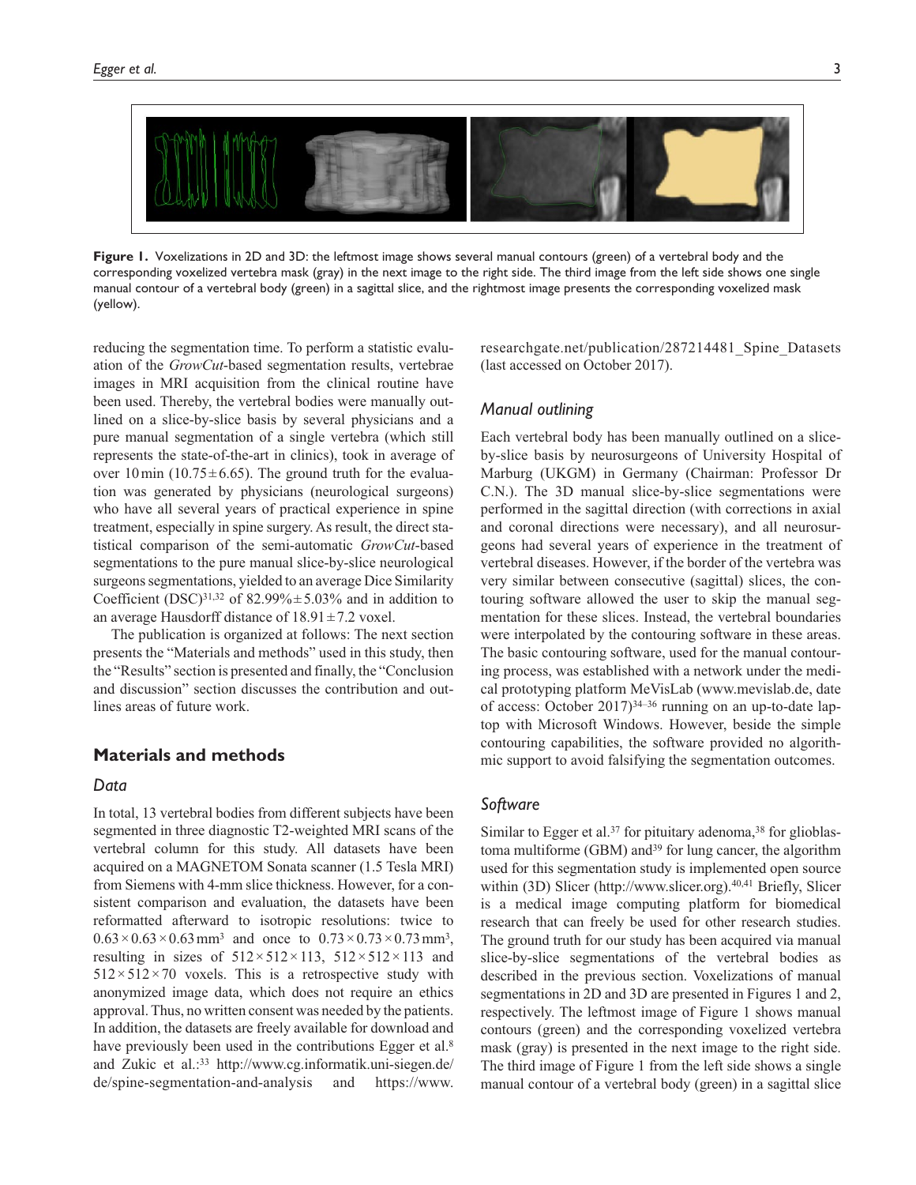**Figure 1.** Voxelizations in 2D and 3D: the leftmost image shows several manual contours (green) of a vertebral body and the corresponding voxelized vertebra mask (gray) in the next image to the right side. The third image from the left side shows one single manual contour of a vertebral body (green) in a sagittal slice, and the rightmost image presents the corresponding voxelized mask (yellow).

reducing the segmentation time. To perform a statistic evaluation of the *GrowCut*-based segmentation results, vertebrae images in MRI acquisition from the clinical routine have been used. Thereby, the vertebral bodies were manually outlined on a slice-by-slice basis by several physicians and a pure manual segmentation of a single vertebra (which still represents the state-of-the-art in clinics), took in average of over 10 min ($10.75 \pm 6.65$). The ground truth for the evaluation was generated by physicians (neurological surgeons) who have all several years of practical experience in spine treatment, especially in spine surgery. As result, the direct statistical comparison of the semi-automatic *GrowCut*-based segmentations to the pure manual slice-by-slice neurological surgeons segmentations, yielded to an average Dice Similarity Coefficient (DSC)[31,32] of $82.99\% \pm 5.03\%$ and in addition to an average Hausdorff distance of $18.91 \pm 7.2$ voxel.

The publication is organized at follows: The next section presents the "Materials and methods" used in this study, then the "Results" section is presented and finally, the "Conclusion and discussion" section discusses the contribution and outlines areas of future work.

## Materials and methods

### Data

In total, 13 vertebral bodies from different subjects have been segmented in three diagnostic T2-weighted MRI scans of the vertebral column for this study. All datasets have been acquired on a MAGNETOM Sonata scanner (1.5 Tesla MRI) from Siemens with 4-mm slice thickness. However, for a consistent comparison and evaluation, the datasets have been reformatted afterward to isotropic resolutions: twice to $0.63 \times 0.63 \times 0.63\,\text{mm}^3$ and once to $0.73 \times 0.73 \times 0.73\,\text{mm}^3$, resulting in sizes of $512 \times 512 \times 113$, $512 \times 512 \times 113$ and $512 \times 512 \times 70$ voxels. This is a retrospective study with anonymized image data, which does not require an ethics approval. Thus, no written consent was needed by the patients. In addition, the datasets are freely available for download and have previously been used in the contributions Egger et al.[8] and Zukic et al.:[33] http://www.cg.informatik.uni-siegen.de/de/spine-segmentation-and-analysis and https://www.researchgate.net/publication/287214481_Spine_Datasets (last accessed on October 2017).

### Manual outlining

Each vertebral body has been manually outlined on a slice-by-slice basis by neurosurgeons of University Hospital of Marburg (UKGM) in Germany (Chairman: Professor Dr C.N.). The 3D manual slice-by-slice segmentations were performed in the sagittal direction (with corrections in axial and coronal directions were necessary), and all neurosurgeons had several years of experience in the treatment of vertebral diseases. However, if the border of the vertebra was very similar between consecutive (sagittal) slices, the contouring software allowed the user to skip the manual segmentation for these slices. Instead, the vertebral boundaries were interpolated by the contouring software in these areas. The basic contouring software, used for the manual contouring process, was established with a network under the medical prototyping platform MeVisLab (www.mevislab.de, date of access: October 2017)[34–36] running on an up-to-date laptop with Microsoft Windows. However, beside the simple contouring capabilities, the software provided no algorithmic support to avoid falsifying the segmentation outcomes.

### Software

Similar to Egger et al.[37] for pituitary adenoma,[38] for glioblastoma multiforme (GBM) and[39] for lung cancer, the algorithm used for this segmentation study is implemented open source within (3D) Slicer (http://www.slicer.org).[40,41] Briefly, Slicer is a medical image computing platform for biomedical research that can freely be used for other research studies. The ground truth for our study has been acquired via manual slice-by-slice segmentations of the vertebral bodies as described in the previous section. Voxelizations of manual segmentations in 2D and 3D are presented in Figures 1 and 2, respectively. The leftmost image of Figure 1 shows manual contours (green) and the corresponding voxelized vertebra mask (gray) is presented in the next image to the right side. The third image of Figure 1 from the left side shows a single manual contour of a vertebral body (green) in a sagittal slice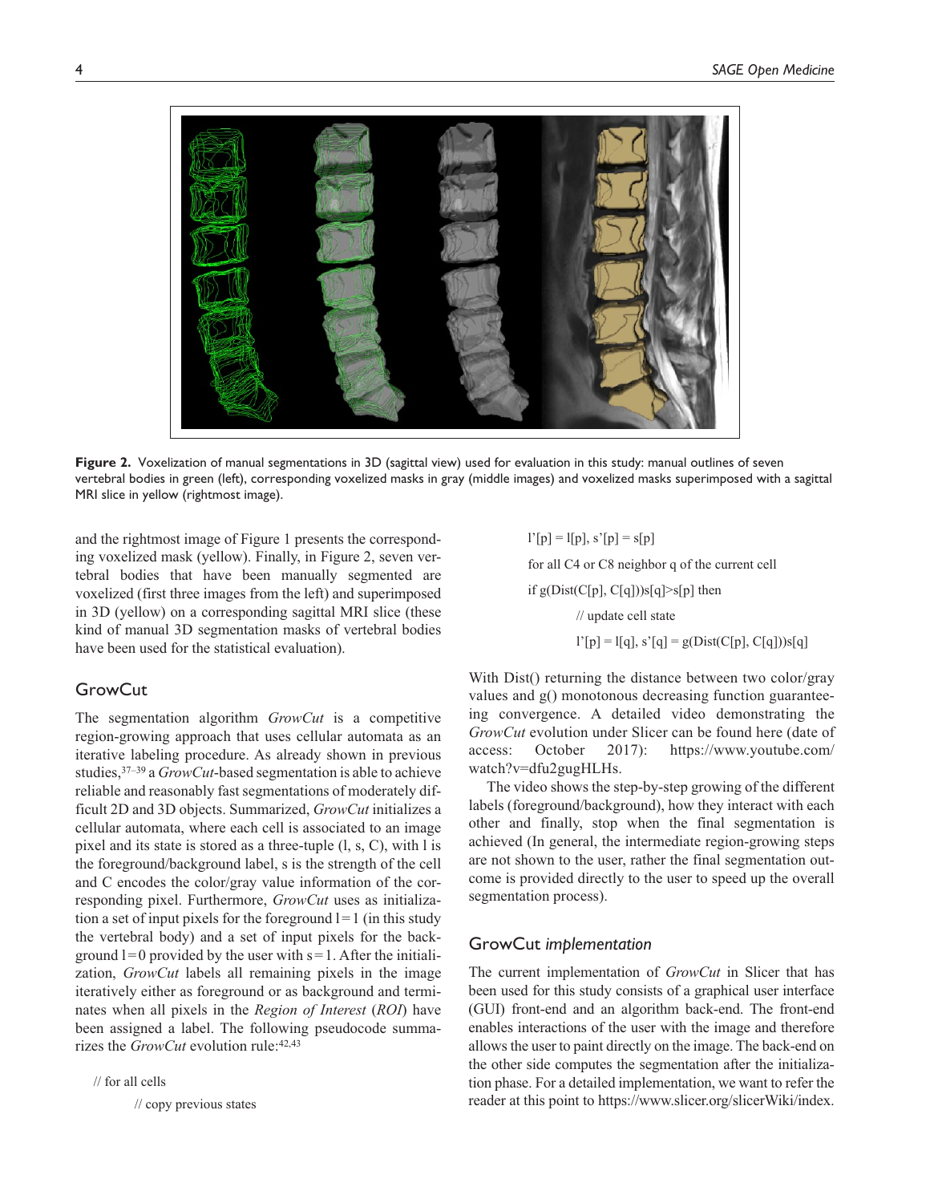**Figure 2.** Voxelization of manual segmentations in 3D (sagittal view) used for evaluation in this study: manual outlines of seven vertebral bodies in green (left), corresponding voxelized masks in gray (middle images) and voxelized masks superimposed with a sagittal MRI slice in yellow (rightmost image).

and the rightmost image of Figure 1 presents the corresponding voxelized mask (yellow). Finally, in Figure 2, seven vertebral bodies that have been manually segmented are voxelized (first three images from the left) and superimposed in 3D (yellow) on a corresponding sagittal MRI slice (these kind of manual 3D segmentation masks of vertebral bodies have been used for the statistical evaluation).

## GrowCut

The segmentation algorithm *GrowCut* is a competitive region-growing approach that uses cellular automata as an iterative labeling procedure. As already shown in previous studies,[37–39] a *GrowCut*-based segmentation is able to achieve reliable and reasonably fast segmentations of moderately difficult 2D and 3D objects. Summarized, *GrowCut* initializes a cellular automata, where each cell is associated to an image pixel and its state is stored as a three-tuple (l, s, C), with l is the foreground/background label, s is the strength of the cell and C encodes the color/gray value information of the corresponding pixel. Furthermore, *GrowCut* uses as initialization a set of input pixels for the foreground $l = 1$ (in this study the vertebral body) and a set of input pixels for the background $l = 0$ provided by the user with $s = 1$. After the initialization, *GrowCut* labels all remaining pixels in the image iteratively either as foreground or as background and terminates when all pixels in the *Region of Interest* (*ROI*) have been assigned a label. The following pseudocode summarizes the *GrowCut* evolution rule:[42,43]

```
// for all cells
    // copy previous states
    l'[p] = l[p], s'[p] = s[p]
    for all C4 or C8 neighbor q of the current cell
    if g(Dist(C[p], C[q]))s[q]>s[p] then
        // update cell state
        l'[p] = l[q], s'[q] = g(Dist(C[p], C[q]))s[q]
```

With Dist() returning the distance between two color/gray values and g() monotonous decreasing function guaranteeing convergence. A detailed video demonstrating the *GrowCut* evolution under Slicer can be found here (date of access: October 2017): https://www.youtube.com/watch?v=dfu2gugHLHs.

The video shows the step-by-step growing of the different labels (foreground/background), how they interact with each other and finally, stop when the final segmentation is achieved (In general, the intermediate region-growing steps are not shown to the user, rather the final segmentation outcome is provided directly to the user to speed up the overall segmentation process).

### GrowCut *implementation*

The current implementation of *GrowCut* in Slicer that has been used for this study consists of a graphical user interface (GUI) front-end and an algorithm back-end. The front-end enables interactions of the user with the image and therefore allows the user to paint directly on the image. The back-end on the other side computes the segmentation after the initialization phase. For a detailed implementation, we want to refer the reader at this point to https://www.slicer.org/slicerWiki/index.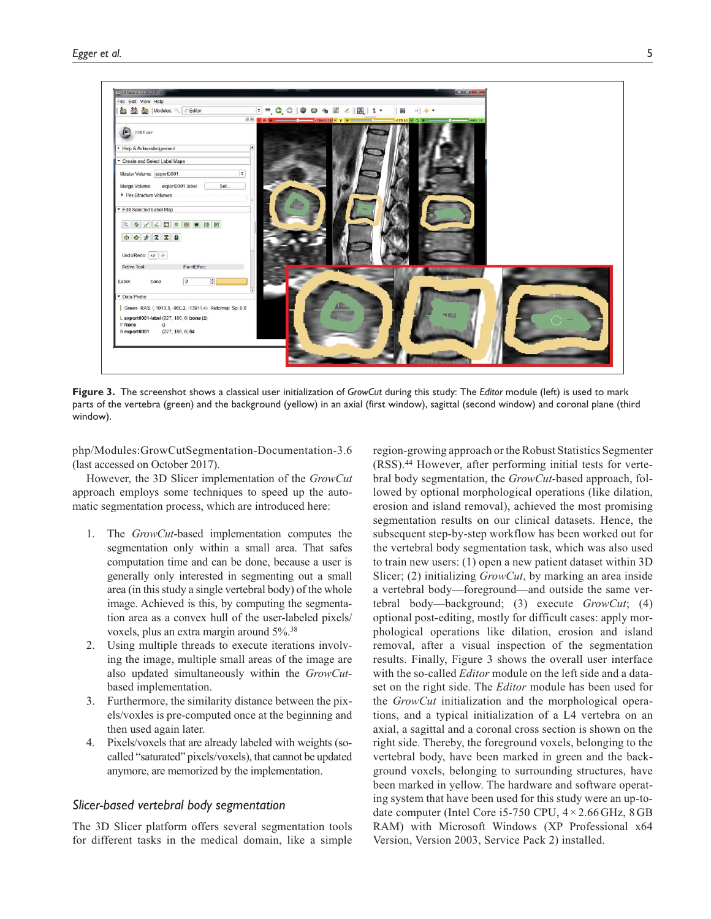**Figure 3.** The screenshot shows a classical user initialization of *GrowCut* during this study: The *Editor* module (left) is used to mark parts of the vertebra (green) and the background (yellow) in an axial (first window), sagittal (second window) and coronal plane (third window).

php/Modules:GrowCutSegmentation-Documentation-3.6 (last accessed on October 2017).

However, the 3D Slicer implementation of the *GrowCut* approach employs some techniques to speed up the automatic segmentation process, which are introduced here:

1. The *GrowCut*-based implementation computes the segmentation only within a small area. That safes computation time and can be done, because a user is generally only interested in segmenting out a small area (in this study a single vertebral body) of the whole image. Achieved is this, by computing the segmentation area as a convex hull of the user-labeled pixels/voxels, plus an extra margin around 5%.[38]
2. Using multiple threads to execute iterations involving the image, multiple small areas of the image are also updated simultaneously within the *GrowCut*-based implementation.
3. Furthermore, the similarity distance between the pixels/voxles is pre-computed once at the beginning and then used again later.
4. Pixels/voxels that are already labeled with weights (so-called "saturated" pixels/voxels), that cannot be updated anymore, are memorized by the implementation.

## *Slicer-based vertebral body segmentation*

The 3D Slicer platform offers several segmentation tools for different tasks in the medical domain, like a simple region-growing approach or the Robust Statistics Segmenter (RSS).[44] However, after performing initial tests for vertebral body segmentation, the *GrowCut*-based approach, followed by optional morphological operations (like dilation, erosion and island removal), achieved the most promising segmentation results on our clinical datasets. Hence, the subsequent step-by-step workflow has been worked out for the vertebral body segmentation task, which was also used to train new users: (1) open a new patient dataset within 3D Slicer; (2) initializing *GrowCut*, by marking an area inside a vertebral body—foreground—and outside the same vertebral body—background; (3) execute *GrowCut*; (4) optional post-editing, mostly for difficult cases: apply morphological operations like dilation, erosion and island removal, after a visual inspection of the segmentation results. Finally, Figure 3 shows the overall user interface with the so-called *Editor* module on the left side and a dataset on the right side. The *Editor* module has been used for the *GrowCut* initialization and the morphological operations, and a typical initialization of a L4 vertebra on an axial, a sagittal and a coronal cross section is shown on the right side. Thereby, the foreground voxels, belonging to the vertebral body, have been marked in green and the background voxels, belonging to surrounding structures, have been marked in yellow. The hardware and software operating system that have been used for this study were an up-to-date computer (Intel Core i5-750 CPU, $4 \times 2.66$ GHz, 8 GB RAM) with Microsoft Windows (XP Professional x64 Version, Version 2003, Service Pack 2) installed.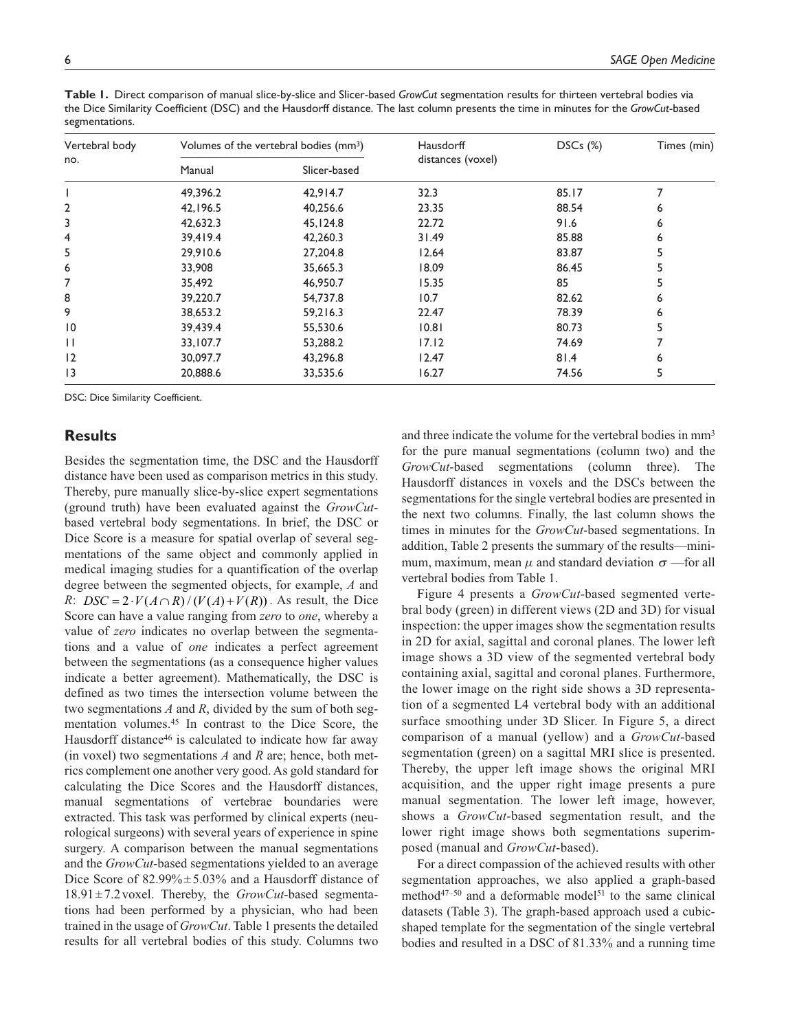**Table 1.** Direct comparison of manual slice-by-slice and Slicer-based *GrowCut* segmentation results for thirteen vertebral bodies via the Dice Similarity Coefficient (DSC) and the Hausdorff distance. The last column presents the time in minutes for the *GrowCut*-based segmentations.

| Vertebral body no. | Volumes of the vertebral bodies (mm³) | | Hausdorff distances (voxel) | DSCs (%) | Times (min) |
|---|---|---|---|---|---|
| | Manual | Slicer-based | | | |
| 1 | 49,396.2 | 42,914.7 | 32.3 | 85.17 | 7 |
| 2 | 42,196.5 | 40,256.6 | 23.35 | 88.54 | 6 |
| 3 | 42,632.3 | 45,124.8 | 22.72 | 91.6 | 6 |
| 4 | 39,419.4 | 42,260.3 | 31.49 | 85.88 | 6 |
| 5 | 29,910.6 | 27,204.8 | 12.64 | 83.87 | 5 |
| 6 | 33,908 | 35,665.3 | 18.09 | 86.45 | 5 |
| 7 | 35,492 | 46,950.7 | 15.35 | 85 | 5 |
| 8 | 39,220.7 | 54,737.8 | 10.7 | 82.62 | 6 |
| 9 | 38,653.2 | 59,216.3 | 22.47 | 78.39 | 6 |
| 10 | 39,439.4 | 55,530.6 | 10.81 | 80.73 | 5 |
| 11 | 33,107.7 | 53,288.2 | 17.12 | 74.69 | 7 |
| 12 | 30,097.7 | 43,296.8 | 12.47 | 81.4 | 6 |
| 13 | 20,888.6 | 33,535.6 | 16.27 | 74.56 | 5 |

DSC: Dice Similarity Coefficient.

## Results

Besides the segmentation time, the DSC and the Hausdorff distance have been used as comparison metrics in this study. Thereby, pure manually slice-by-slice expert segmentations (ground truth) have been evaluated against the *GrowCut*-based vertebral body segmentations. In brief, the DSC or Dice Score is a measure for spatial overlap of several segmentations of the same object and commonly applied in medical imaging studies for a quantification of the overlap degree between the segmented objects, for example, *A* and *R*: $DSC = 2 \cdot V(A \cap R) / (V(A) + V(R))$. As result, the Dice Score can have a value ranging from *zero* to *one*, whereby a value of *zero* indicates no overlap between the segmentations and a value of *one* indicates a perfect agreement between the segmentations (as a consequence higher values indicate a better agreement). Mathematically, the DSC is defined as two times the intersection volume between the two segmentations *A* and *R*, divided by the sum of both segmentation volumes.[45] In contrast to the Dice Score, the Hausdorff distance[46] is calculated to indicate how far away (in voxel) two segmentations *A* and *R* are; hence, both metrics complement one another very good. As gold standard for calculating the Dice Scores and the Hausdorff distances, manual segmentations of vertebrae boundaries were extracted. This task was performed by clinical experts (neurological surgeons) with several years of experience in spine surgery. A comparison between the manual segmentations and the *GrowCut*-based segmentations yielded to an average Dice Score of 82.99% ± 5.03% and a Hausdorff distance of 18.91 ± 7.2 voxel. Thereby, the *GrowCut*-based segmentations had been performed by a physician, who had been trained in the usage of *GrowCut*. Table 1 presents the detailed results for all vertebral bodies of this study. Columns two and three indicate the volume for the vertebral bodies in mm³ for the pure manual segmentations (column two) and the *GrowCut*-based segmentations (column three). The Hausdorff distances in voxels and the DSCs between the segmentations for the single vertebral bodies are presented in the next two columns. Finally, the last column shows the times in minutes for the *GrowCut*-based segmentations. In addition, Table 2 presents the summary of the results—minimum, maximum, mean $\mu$ and standard deviation $\sigma$ —for all vertebral bodies from Table 1.

Figure 4 presents a *GrowCut*-based segmented vertebral body (green) in different views (2D and 3D) for visual inspection: the upper images show the segmentation results in 2D for axial, sagittal and coronal planes. The lower left image shows a 3D view of the segmented vertebral body containing axial, sagittal and coronal planes. Furthermore, the lower image on the right side shows a 3D representation of a segmented L4 vertebral body with an additional surface smoothing under 3D Slicer. In Figure 5, a direct comparison of a manual (yellow) and a *GrowCut*-based segmentation (green) on a sagittal MRI slice is presented. Thereby, the upper left image shows the original MRI acquisition, and the upper right image presents a pure manual segmentation. The lower left image, however, shows a *GrowCut*-based segmentation result, and the lower right image shows both segmentations superimposed (manual and *GrowCut*-based).

For a direct compassion of the achieved results with other segmentation approaches, we also applied a graph-based method[47–50] and a deformable model[51] to the same clinical datasets (Table 3). The graph-based approach used a cubic-shaped template for the segmentation of the single vertebral bodies and resulted in a DSC of 81.33% and a running time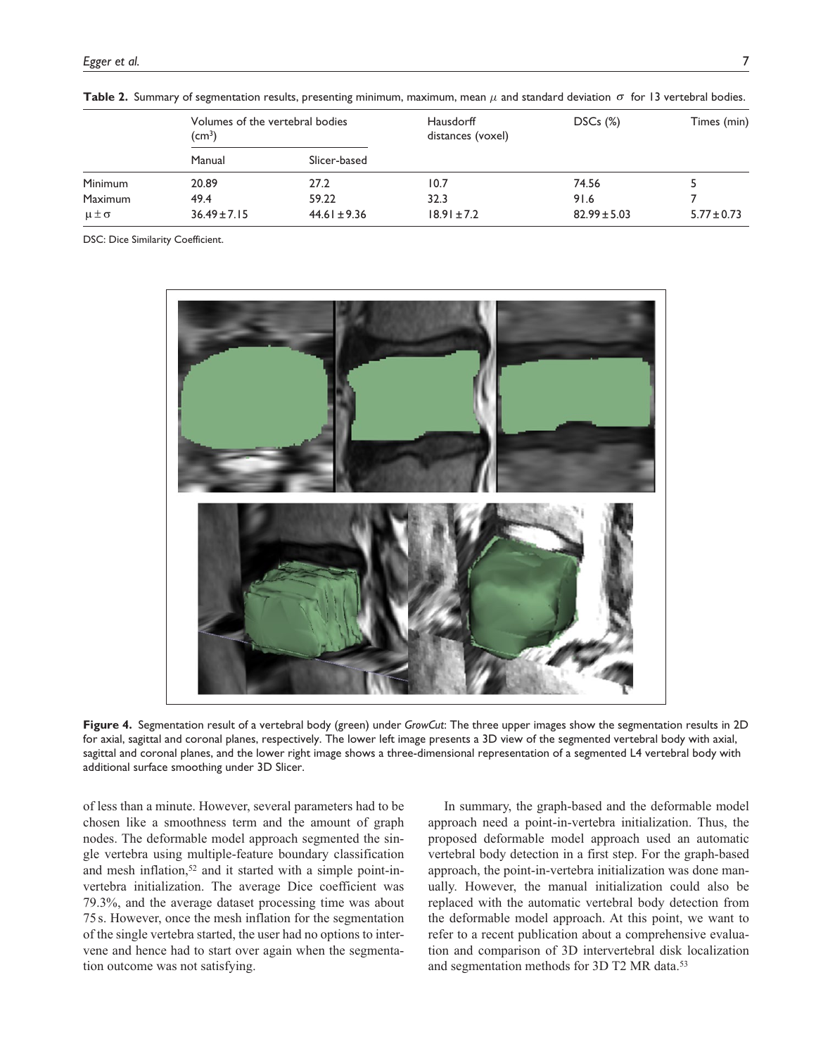**Table 2.** Summary of segmentation results, presenting minimum, maximum, mean $\mu$ and standard deviation $\sigma$ for 13 vertebral bodies.

| | Volumes of the vertebral bodies ($cm^3$) | | Hausdorff distances (voxel) | DSCs (%) | Times (min) |
|---|---|---|---|---|---|
| | Manual | Slicer-based | | | |
| Minimum | 20.89 | 27.2 | 10.7 | 74.56 | 5 |
| Maximum | 49.4 | 59.22 | 32.3 | 91.6 | 7 |
| $\mu \pm \sigma$ | $36.49 \pm 7.15$ | $44.61 \pm 9.36$ | $18.91 \pm 7.2$ | $82.99 \pm 5.03$ | $5.77 \pm 0.73$ |

DSC: Dice Similarity Coefficient.

**Figure 4.** Segmentation result of a vertebral body (green) under *GrowCut*: The three upper images show the segmentation results in 2D for axial, sagittal and coronal planes, respectively. The lower left image presents a 3D view of the segmented vertebral body with axial, sagittal and coronal planes, and the lower right image shows a three-dimensional representation of a segmented L4 vertebral body with additional surface smoothing under 3D Slicer.

of less than a minute. However, several parameters had to be chosen like a smoothness term and the amount of graph nodes. The deformable model approach segmented the single vertebra using multiple-feature boundary classification and mesh inflation,[52] and it started with a simple point-in-vertebra initialization. The average Dice coefficient was 79.3%, and the average dataset processing time was about 75 s. However, once the mesh inflation for the segmentation of the single vertebra started, the user had no options to intervene and hence had to start over again when the segmentation outcome was not satisfying.

In summary, the graph-based and the deformable model approach need a point-in-vertebra initialization. Thus, the proposed deformable model approach used an automatic vertebral body detection in a first step. For the graph-based approach, the point-in-vertebra initialization was done manually. However, the manual initialization could also be replaced with the automatic vertebral body detection from the deformable model approach. At this point, we want to refer to a recent publication about a comprehensive evaluation and comparison of 3D intervertebral disk localization and segmentation methods for 3D T2 MR data.[53]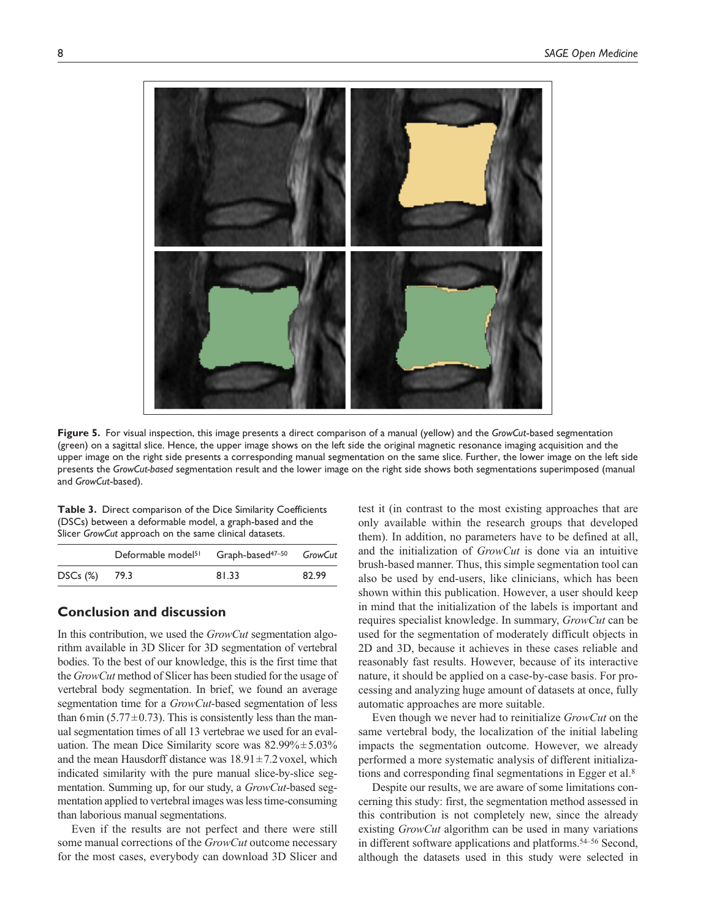**Figure 5.** For visual inspection, this image presents a direct comparison of a manual (yellow) and the *GrowCut*-based segmentation (green) on a sagittal slice. Hence, the upper image shows on the left side the original magnetic resonance imaging acquisition and the upper image on the right side presents a corresponding manual segmentation on the same slice. Further, the lower image on the left side presents the *GrowCut-based* segmentation result and the lower image on the right side shows both segmentations superimposed (manual and *GrowCut*-based).

**Table 3.** Direct comparison of the Dice Similarity Coefficients (DSCs) between a deformable model, a graph-based and the Slicer *GrowCut* approach on the same clinical datasets.

| | Deformable model[51] | Graph-based[47–50] | *GrowCut* |
|---|---|---|---|
| DSCs (%) | 79.3 | 81.33 | 82.99 |

## Conclusion and discussion

In this contribution, we used the *GrowCut* segmentation algorithm available in 3D Slicer for 3D segmentation of vertebral bodies. To the best of our knowledge, this is the first time that the *GrowCut* method of Slicer has been studied for the usage of vertebral body segmentation. In brief, we found an average segmentation time for a *GrowCut*-based segmentation of less than 6 min ($5.77 \pm 0.73$). This is consistently less than the manual segmentation times of all 13 vertebrae we used for an evaluation. The mean Dice Similarity score was $82.99\% \pm 5.03\%$ and the mean Hausdorff distance was $18.91 \pm 7.2$ voxel, which indicated similarity with the pure manual slice-by-slice segmentation. Summing up, for our study, a *GrowCut*-based segmentation applied to vertebral images was less time-consuming than laborious manual segmentations.

Even if the results are not perfect and there were still some manual corrections of the *GrowCut* outcome necessary for the most cases, everybody can download 3D Slicer and test it (in contrast to the most existing approaches that are only available within the research groups that developed them). In addition, no parameters have to be defined at all, and the initialization of *GrowCut* is done via an intuitive brush-based manner. Thus, this simple segmentation tool can also be used by end-users, like clinicians, which has been shown within this publication. However, a user should keep in mind that the initialization of the labels is important and requires specialist knowledge. In summary, *GrowCut* can be used for the segmentation of moderately difficult objects in 2D and 3D, because it achieves in these cases reliable and reasonably fast results. However, because of its interactive nature, it should be applied on a case-by-case basis. For processing and analyzing huge amount of datasets at once, fully automatic approaches are more suitable.

Even though we never had to reinitialize *GrowCut* on the same vertebral body, the localization of the initial labeling impacts the segmentation outcome. However, we already performed a more systematic analysis of different initializations and corresponding final segmentations in Egger et al.[8]

Despite our results, we are aware of some limitations concerning this study: first, the segmentation method assessed in this contribution is not completely new, since the already existing *GrowCut* algorithm can be used in many variations in different software applications and platforms.[54–56] Second, although the datasets used in this study were selected in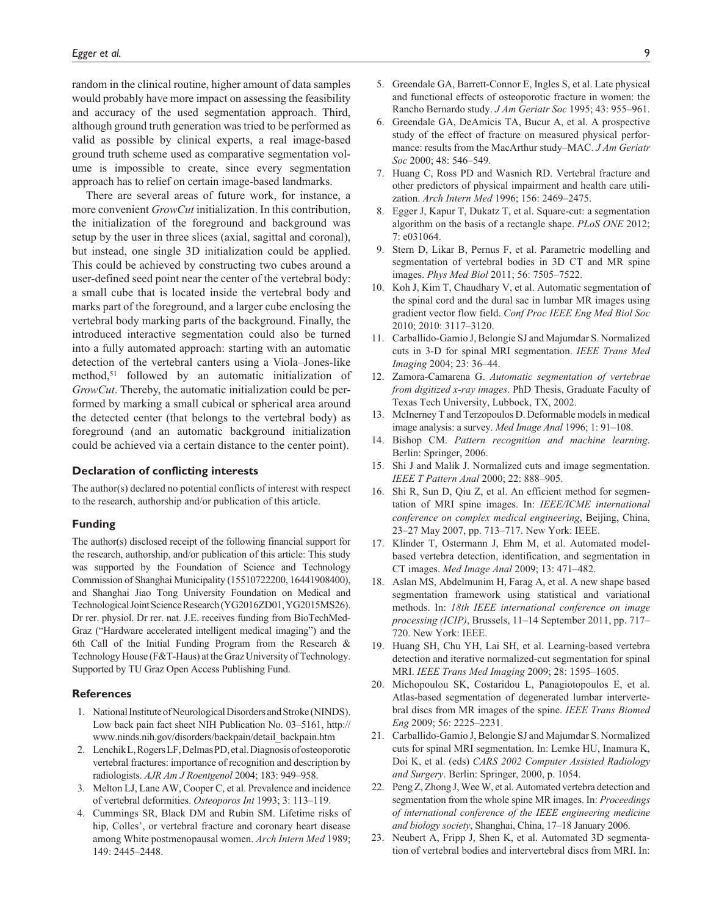random in the clinical routine, higher amount of data samples would probably have more impact on assessing the feasibility and accuracy of the used segmentation approach. Third, although ground truth generation was tried to be performed as valid as possible by clinical experts, a real image-based ground truth scheme used as comparative segmentation volume is impossible to create, since every segmentation approach has to relief on certain image-based landmarks.

There are several areas of future work, for instance, a more convenient *GrowCut* initialization. In this contribution, the initialization of the foreground and background was setup by the user in three slices (axial, sagittal and coronal), but instead, one single 3D initialization could be applied. This could be achieved by constructing two cubes around a user-defined seed point near the center of the vertebral body: a small cube that is located inside the vertebral body and marks part of the foreground, and a larger cube enclosing the vertebral body marking parts of the background. Finally, the introduced interactive segmentation could also be turned into a fully automated approach: starting with an automatic detection of the vertebral canters using a Viola–Jones-like method,[51] followed by an automatic initialization of *GrowCut*. Thereby, the automatic initialization could be performed by marking a small cubical or spherical area around the detected center (that belongs to the vertebral body) as foreground (and an automatic background initialization could be achieved via a certain distance to the center point).

## Declaration of conflicting interests

The author(s) declared no potential conflicts of interest with respect to the research, authorship and/or publication of this article.

## Funding

The author(s) disclosed receipt of the following financial support for the research, authorship, and/or publication of this article: This study was supported by the Foundation of Science and Technology Commission of Shanghai Municipality (15510722200, 16441908400), and Shanghai Jiao Tong University Foundation on Medical and Technological Joint Science Research (YG2016ZD01, YG2015MS26). Dr rer. physiol. Dr rer. nat. J.E. receives funding from BioTechMed-Graz ("Hardware accelerated intelligent medical imaging") and the 6th Call of the Initial Funding Program from the Research & Technology House (F&T-Haus) at the Graz University of Technology. Supported by TU Graz Open Access Publishing Fund.

## References

1. National Institute of Neurological Disorders and Stroke (NINDS). Low back pain fact sheet NIH Publication No. 03–5161, http://www.ninds.nih.gov/disorders/backpain/detail_backpain.htm
2. Lenchik L, Rogers LF, Delmas PD, et al. Diagnosis of osteoporotic vertebral fractures: importance of recognition and description by radiologists. *AJR Am J Roentgenol* 2004; 183: 949–958.
3. Melton LJ, Lane AW, Cooper C, et al. Prevalence and incidence of vertebral deformities. *Osteoporos Int* 1993; 3: 113–119.
4. Cummings SR, Black DM and Rubin SM. Lifetime risks of hip, Colles', or vertebral fracture and coronary heart disease among White postmenopausal women. *Arch Intern Med* 1989; 149: 2445–2448.
5. Greendale GA, Barrett-Connor E, Ingles S, et al. Late physical and functional effects of osteoporotic fracture in women: the Rancho Bernardo study. *J Am Geriatr Soc* 1995; 43: 955–961.
6. Greendale GA, DeAmicis TA, Bucur A, et al. A prospective study of the effect of fracture on measured physical performance: results from the MacArthur study–MAC. *J Am Geriatr Soc* 2000; 48: 546–549.
7. Huang C, Ross PD and Wasnich RD. Vertebral fracture and other predictors of physical impairment and health care utilization. *Arch Intern Med* 1996; 156: 2469–2475.
8. Egger J, Kapur T, Dukatz T, et al. Square-cut: a segmentation algorithm on the basis of a rectangle shape. *PLoS ONE* 2012; 7: e031064.
9. Stern D, Likar B, Pernus F, et al. Parametric modelling and segmentation of vertebral bodies in 3D CT and MR spine images. *Phys Med Biol* 2011; 56: 7505–7522.
10. Koh J, Kim T, Chaudhary V, et al. Automatic segmentation of the spinal cord and the dural sac in lumbar MR images using gradient vector flow field. *Conf Proc IEEE Eng Med Biol Soc* 2010; 2010: 3117–3120.
11. Carballido-Gamio J, Belongie SJ and Majumdar S. Normalized cuts in 3-D for spinal MRI segmentation. *IEEE Trans Med Imaging* 2004; 23: 36–44.
12. Zamora-Camarena G. *Automatic segmentation of vertebrae from digitized x-ray images*. PhD Thesis, Graduate Faculty of Texas Tech University, Lubbock, TX, 2002.
13. McInerney T and Terzopoulos D. Deformable models in medical image analysis: a survey. *Med Image Anal* 1996; 1: 91–108.
14. Bishop CM. *Pattern recognition and machine learning*. Berlin: Springer, 2006.
15. Shi J and Malik J. Normalized cuts and image segmentation. *IEEE T Pattern Anal* 2000; 22: 888–905.
16. Shi R, Sun D, Qiu Z, et al. An efficient method for segmentation of MRI spine images. In: *IEEE/ICME international conference on complex medical engineering*, Beijing, China, 23–27 May 2007, pp. 713–717. New York: IEEE.
17. Klinder T, Ostermann J, Ehm M, et al. Automated model-based vertebra detection, identification, and segmentation in CT images. *Med Image Anal* 2009; 13: 471–482.
18. Aslan MS, Abdelmunim H, Farag A, et al. A new shape based segmentation framework using statistical and variational methods. In: *18th IEEE international conference on image processing (ICIP)*, Brussels, 11–14 September 2011, pp. 717–720. New York: IEEE.
19. Huang SH, Chu YH, Lai SH, et al. Learning-based vertebra detection and iterative normalized-cut segmentation for spinal MRI. *IEEE Trans Med Imaging* 2009; 28: 1595–1605.
20. Michopoulou SK, Costaridou L, Panagiotopoulos E, et al. Atlas-based segmentation of degenerated lumbar intervertebral discs from MR images of the spine. *IEEE Trans Biomed Eng* 2009; 56: 2225–2231.
21. Carballido-Gamio J, Belongie SJ and Majumdar S. Normalized cuts for spinal MRI segmentation. In: Lemke HU, Inamura K, Doi K, et al. (eds) *CARS 2002 Computer Assisted Radiology and Surgery*. Berlin: Springer, 2000, p. 1054.
22. Peng Z, Zhong J, Wee W, et al. Automated vertebra detection and segmentation from the whole spine MR images. In: *Proceedings of international conference of the IEEE engineering medicine and biology society*, Shanghai, China, 17–18 January 2006.
23. Neubert A, Fripp J, Shen K, et al. Automated 3D segmentation of vertebral bodies and intervertebral discs from MRI. In: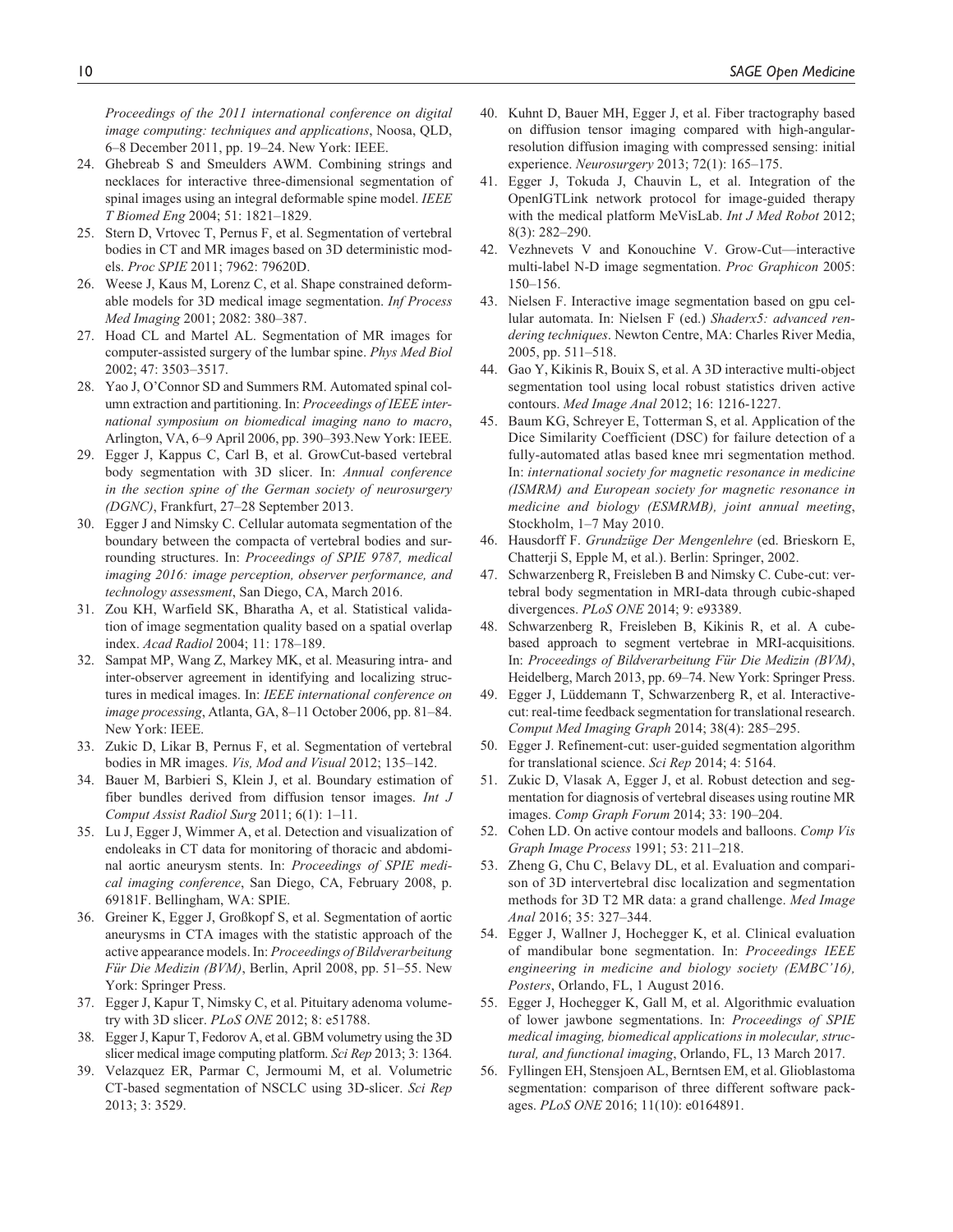*Proceedings of the 2011 international conference on digital image computing: techniques and applications*, Noosa, QLD, 6–8 December 2011, pp. 19–24. New York: IEEE.

24. Ghebreab S and Smeulders AWM. Combining strings and necklaces for interactive three-dimensional segmentation of spinal images using an integral deformable spine model. *IEEE T Biomed Eng* 2004; 51: 1821–1829.
25. Stern D, Vrtovec T, Pernus F, et al. Segmentation of vertebral bodies in CT and MR images based on 3D deterministic models. *Proc SPIE* 2011; 7962: 79620D.
26. Weese J, Kaus M, Lorenz C, et al. Shape constrained deformable models for 3D medical image segmentation. *Inf Process Med Imaging* 2001; 2082: 380–387.
27. Hoad CL and Martel AL. Segmentation of MR images for computer-assisted surgery of the lumbar spine. *Phys Med Biol* 2002; 47: 3503–3517.
28. Yao J, O'Connor SD and Summers RM. Automated spinal column extraction and partitioning. In: *Proceedings of IEEE international symposium on biomedical imaging nano to macro*, Arlington, VA, 6–9 April 2006, pp. 390–393.New York: IEEE.
29. Egger J, Kappus C, Carl B, et al. GrowCut-based vertebral body segmentation with 3D slicer. In: *Annual conference in the section spine of the German society of neurosurgery (DGNC)*, Frankfurt, 27–28 September 2013.
30. Egger J and Nimsky C. Cellular automata segmentation of the boundary between the compacta of vertebral bodies and surrounding structures. In: *Proceedings of SPIE 9787, medical imaging 2016: image perception, observer performance, and technology assessment*, San Diego, CA, March 2016.
31. Zou KH, Warfield SK, Bharatha A, et al. Statistical validation of image segmentation quality based on a spatial overlap index. *Acad Radiol* 2004; 11: 178–189.
32. Sampat MP, Wang Z, Markey MK, et al. Measuring intra- and inter-observer agreement in identifying and localizing structures in medical images. In: *IEEE international conference on image processing*, Atlanta, GA, 8–11 October 2006, pp. 81–84. New York: IEEE.
33. Zukic D, Likar B, Pernus F, et al. Segmentation of vertebral bodies in MR images. *Vis, Mod and Visual* 2012; 135–142.
34. Bauer M, Barbieri S, Klein J, et al. Boundary estimation of fiber bundles derived from diffusion tensor images. *Int J Comput Assist Radiol Surg* 2011; 6(1): 1–11.
35. Lu J, Egger J, Wimmer A, et al. Detection and visualization of endoleaks in CT data for monitoring of thoracic and abdominal aortic aneurysm stents. In: *Proceedings of SPIE medical imaging conference*, San Diego, CA, February 2008, p. 69181F. Bellingham, WA: SPIE.
36. Greiner K, Egger J, Großkopf S, et al. Segmentation of aortic aneurysms in CTA images with the statistic approach of the active appearance models. In: *Proceedings of Bildverarbeitung Für Die Medizin (BVM)*, Berlin, April 2008, pp. 51–55. New York: Springer Press.
37. Egger J, Kapur T, Nimsky C, et al. Pituitary adenoma volumetry with 3D slicer. *PLoS ONE* 2012; 8: e51788.
38. Egger J, Kapur T, Fedorov A, et al. GBM volumetry using the 3D slicer medical image computing platform. *Sci Rep* 2013; 3: 1364.
39. Velazquez ER, Parmar C, Jermoumi M, et al. Volumetric CT-based segmentation of NSCLC using 3D-slicer. *Sci Rep* 2013; 3: 3529.
40. Kuhnt D, Bauer MH, Egger J, et al. Fiber tractography based on diffusion tensor imaging compared with high-angular-resolution diffusion imaging with compressed sensing: initial experience. *Neurosurgery* 2013; 72(1): 165–175.
41. Egger J, Tokuda J, Chauvin L, et al. Integration of the OpenIGTLink network protocol for image-guided therapy with the medical platform MeVisLab. *Int J Med Robot* 2012; 8(3): 282–290.
42. Vezhnevets V and Konouchine V. Grow-Cut—interactive multi-label N-D image segmentation. *Proc Graphicon* 2005: 150–156.
43. Nielsen F. Interactive image segmentation based on gpu cellular automata. In: Nielsen F (ed.) *Shaderx5: advanced rendering techniques*. Newton Centre, MA: Charles River Media, 2005, pp. 511–518.
44. Gao Y, Kikinis R, Bouix S, et al. A 3D interactive multi-object segmentation tool using local robust statistics driven active contours. *Med Image Anal* 2012; 16: 1216-1227.
45. Baum KG, Schreyer E, Totterman S, et al. Application of the Dice Similarity Coefficient (DSC) for failure detection of a fully-automated atlas based knee mri segmentation method. In: *international society for magnetic resonance in medicine (ISMRM) and European society for magnetic resonance in medicine and biology (ESMRMB), joint annual meeting*, Stockholm, 1–7 May 2010.
46. Hausdorff F. *Grundzüge Der Mengenlehre* (ed. Brieskorn E, Chatterji S, Epple M, et al.). Berlin: Springer, 2002.
47. Schwarzenberg R, Freisleben B and Nimsky C. Cube-cut: vertebral body segmentation in MRI-data through cubic-shaped divergences. *PLoS ONE* 2014; 9: e93389.
48. Schwarzenberg R, Freisleben B, Kikinis R, et al. A cube-based approach to segment vertebrae in MRI-acquisitions. In: *Proceedings of Bildverarbeitung Für Die Medizin (BVM)*, Heidelberg, March 2013, pp. 69–74. New York: Springer Press.
49. Egger J, Lüddemann T, Schwarzenberg R, et al. Interactive-cut: real-time feedback segmentation for translational research. *Comput Med Imaging Graph* 2014; 38(4): 285–295.
50. Egger J. Refinement-cut: user-guided segmentation algorithm for translational science. *Sci Rep* 2014; 4: 5164.
51. Zukic D, Vlasak A, Egger J, et al. Robust detection and segmentation for diagnosis of vertebral diseases using routine MR images. *Comp Graph Forum* 2014; 33: 190–204.
52. Cohen LD. On active contour models and balloons. *Comp Vis Graph Image Process* 1991; 53: 211–218.
53. Zheng G, Chu C, Belavy DL, et al. Evaluation and comparison of 3D intervertebral disc localization and segmentation methods for 3D T2 MR data: a grand challenge. *Med Image Anal* 2016; 35: 327–344.
54. Egger J, Wallner J, Hochegger K, et al. Clinical evaluation of mandibular bone segmentation. In: *Proceedings IEEE engineering in medicine and biology society (EMBC'16), Posters*, Orlando, FL, 1 August 2016.
55. Egger J, Hochegger K, Gall M, et al. Algorithmic evaluation of lower jawbone segmentations. In: *Proceedings of SPIE medical imaging, biomedical applications in molecular, structural, and functional imaging*, Orlando, FL, 13 March 2017.
56. Fyllingen EH, Stensjoen AL, Berntsen EM, et al. Glioblastoma segmentation: comparison of three different software packages. *PLoS ONE* 2016; 11(10): e0164891.